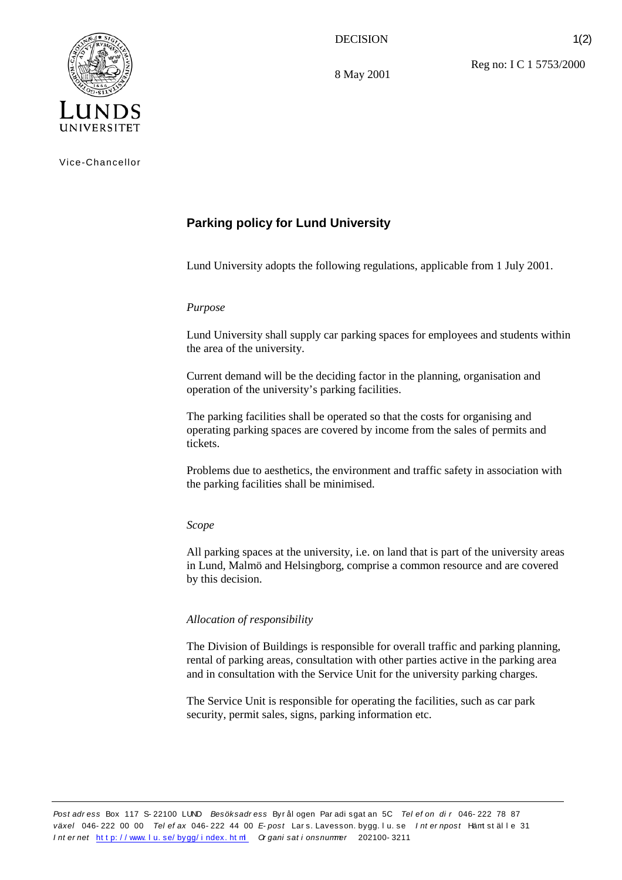LUNDS UNIVERSITET

Vice-Chancellor

DECISION

8 May 2001

Reg no: I C 1 5753/2000

## Parking policy for Lund University

Lund University adopts the following regulations, applicable from 1 July 2001.

*Purpose*

Lund University shall supply car parking spaces for employees and students within the area of the university.

Current demand will be the deciding factor in the planning, organisation and operation of the university's parking facilities.

The parking facilities shall be operated so that the costs for organising and operating parking spaces are covered by income from the sales of permits and tickets.

Problems due to aesthetics, the environment and traffic safety in association with the parking facilities shall be minimised.

*Scope*

All parking spaces at the university, i.e. on land that is part of the university areas in Lund, Malmö and Helsingborg, comprise a common resource and are covered by this decision.

*Allocation of responsibility*

The Division of Buildings is responsible for overall traffic and parking planning, rental of parking areas, consultation with other parties active in the parking area and in consultation with the Service Unit for the university parking charges.

The Service Unit is responsible for operating the facilities, such as car park security, permit sales, signs, parking information etc.

*Postadress* Box 117 S-22100 LUND *Besöksadress* Byrålogen Paradisgatan 5C *Telefon dir* 046-222 78 87 *växel* 046-222 00 00 *Telefax* 046-222 44 00 *E-post* Lars.Lavesson.bygg.lu.se *Internpost* Hämtställe 31 *Internet* http://www.lu.se/bygg/index.html *Organisationsnummer* 202100-3211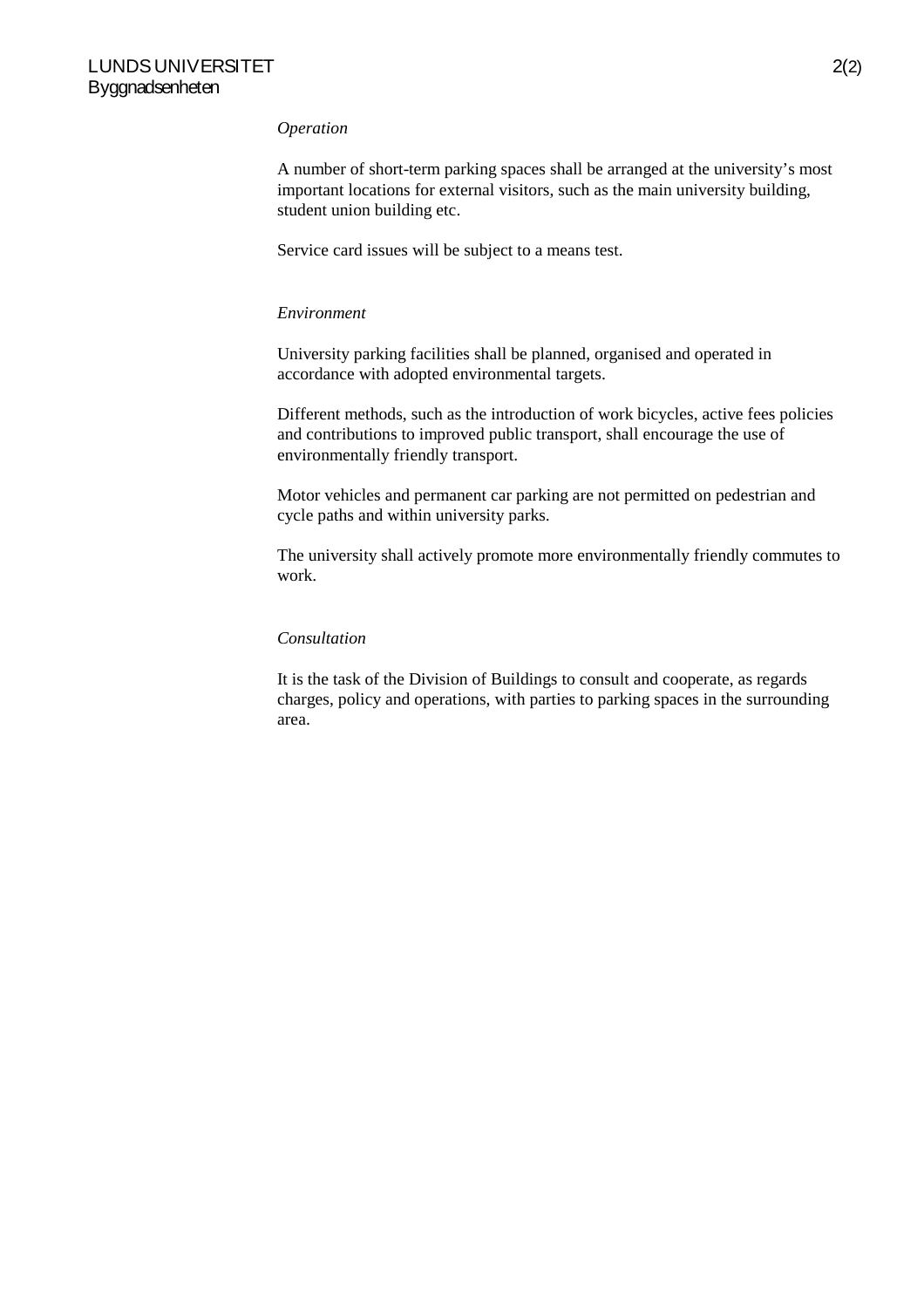*Operation*

A number of short-term parking spaces shall be arranged at the university's most important locations for external visitors, such as the main university building, student union building etc.

Service card issues will be subject to a means test.

*Environment*

University parking facilities shall be planned, organised and operated in accordance with adopted environmental targets.

Different methods, such as the introduction of work bicycles, active fees policies and contributions to improved public transport, shall encourage the use of environmentally friendly transport.

Motor vehicles and permanent car parking are not permitted on pedestrian and cycle paths and within university parks.

The university shall actively promote more environmentally friendly commutes to work.

*Consultation*

It is the task of the Division of Buildings to consult and cooperate, as regards charges, policy and operations, with parties to parking spaces in the surrounding area.